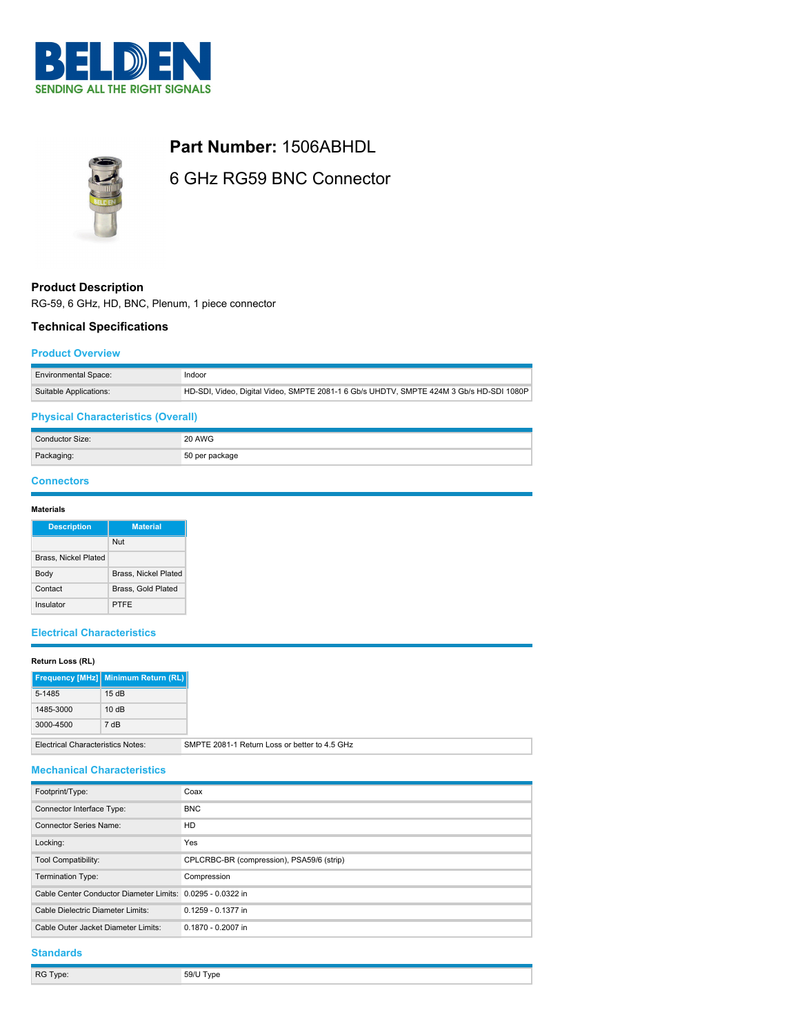# BELDEN

SENDING ALL THE RIGHT SIGNALS

## Part Number: 1506ABHDL

6 GHz RG59 BNC Connector

### Product Description

RG-59, 6 GHz, HD, BNC, Plenum, 1 piece connector

### Technical Specifications

#### Product Overview

| | |
|---|---|
| Environmental Space: | Indoor |
| Suitable Applications: | HD-SDI, Video, Digital Video, SMPTE 2081-1 6 Gb/s UHDTV, SMPTE 424M 3 Gb/s HD-SDI 1080P |

#### Physical Characteristics (Overall)

| | |
|---|---|
| Conductor Size: | 20 AWG |
| Packaging: | 50 per package |

#### Connectors

**Materials**

| Description | Material |
|---|---|
| | Nut |
| Brass, Nickel Plated | |
| Body | Brass, Nickel Plated |
| Contact | Brass, Gold Plated |
| Insulator | PTFE |

#### Electrical Characteristics

**Return Loss (RL)**

| Frequency [MHz] | Minimum Return (RL) |
|---|---|
| 5-1485 | 15 dB |
| 1485-3000 | 10 dB |
| 3000-4500 | 7 dB |

| | |
|---|---|
| Electrical Characteristics Notes: | SMPTE 2081-1 Return Loss or better to 4.5 GHz |

#### Mechanical Characteristics

| | |
|---|---|
| Footprint/Type: | Coax |
| Connector Interface Type: | BNC |
| Connector Series Name: | HD |
| Locking: | Yes |
| Tool Compatibility: | CPLCRBC-BR (compression), PSA59/6 (strip) |
| Termination Type: | Compression |
| Cable Center Conductor Diameter Limits: | 0.0295 - 0.0322 in |
| Cable Dielectric Diameter Limits: | 0.1259 - 0.1377 in |
| Cable Outer Jacket Diameter Limits: | 0.1870 - 0.2007 in |

#### Standards

| | |
|---|---|
| RG Type: | 59/U Type |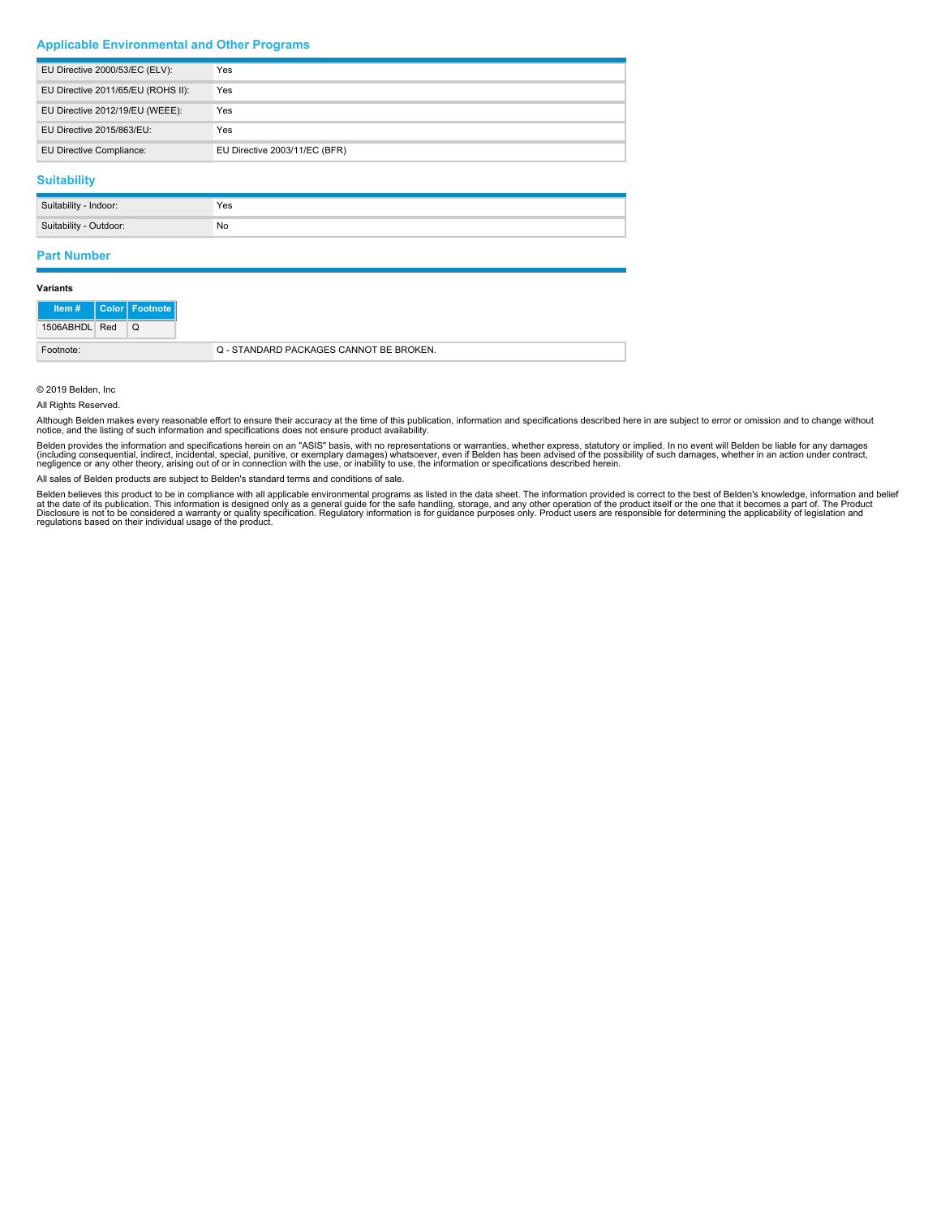## Applicable Environmental and Other Programs

| | |
|---|---|
| EU Directive 2000/53/EC (ELV): | Yes |
| EU Directive 2011/65/EU (ROHS II): | Yes |
| EU Directive 2012/19/EU (WEEE): | Yes |
| EU Directive 2015/863/EU: | Yes |
| EU Directive Compliance: | EU Directive 2003/11/EC (BFR) |

## Suitability

| | |
|---|---|
| Suitability - Indoor: | Yes |
| Suitability - Outdoor: | No |

## Part Number

**Variants**

| Item # | Color | Footnote |
|---|---|---|
| 1506ABHDL | Red | Q |

| | |
|---|---|
| Footnote: | Q - STANDARD PACKAGES CANNOT BE BROKEN. |

© 2019 Belden, Inc

All Rights Reserved.

Although Belden makes every reasonable effort to ensure their accuracy at the time of this publication, information and specifications described here in are subject to error or omission and to change without notice, and the listing of such information and specifications does not ensure product availability.

Belden provides the information and specifications herein on an "ASIS" basis, with no representations or warranties, whether express, statutory or implied. In no event will Belden be liable for any damages (including consequential, indirect, incidental, special, punitive, or exemplary damages) whatsoever, even if Belden has been advised of the possibility of such damages, whether in an action under contract, negligence or any other theory, arising out of or in connection with the use, or inability to use, the information or specifications described herein.

All sales of Belden products are subject to Belden's standard terms and conditions of sale.

Belden believes this product to be in compliance with all applicable environmental programs as listed in the data sheet. The information provided is correct to the best of Belden's knowledge, information and belief at the date of its publication. This information is designed only as a general guide for the safe handling, storage, and any other operation of the product itself or the one that it becomes a part of. The Product Disclosure is not to be considered a warranty or quality specification. Regulatory information is for guidance purposes only. Product users are responsible for determining the applicability of legislation and regulations based on their individual usage of the product.